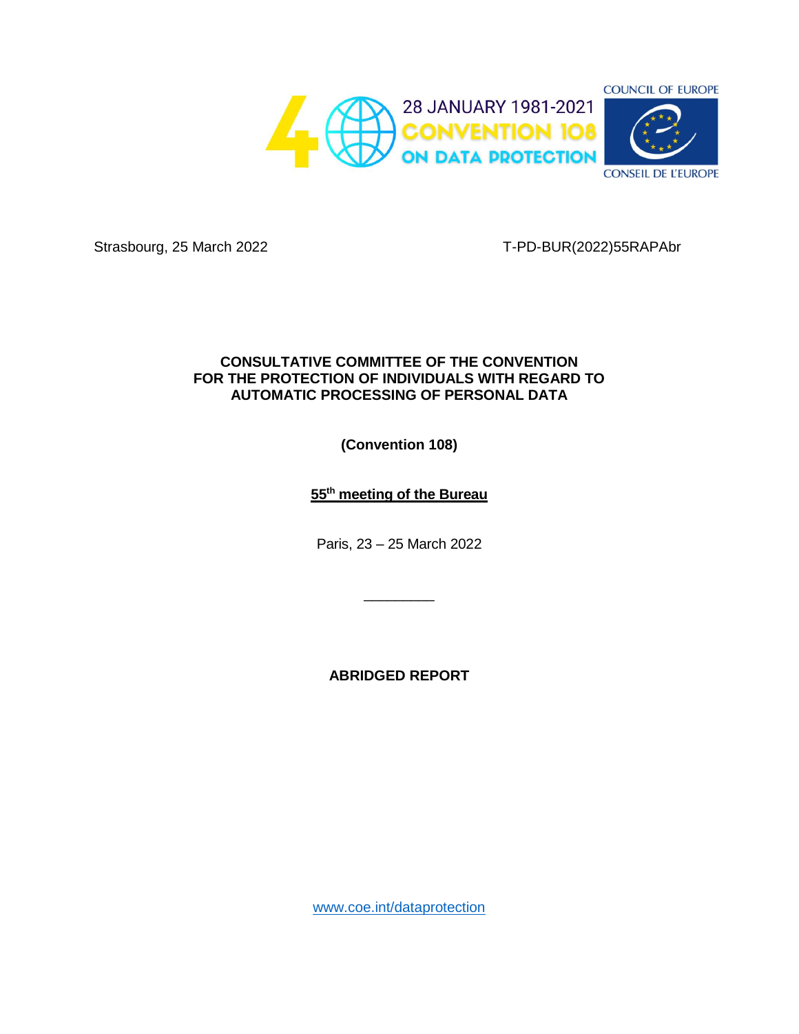28 JANUARY 1981-2021
CONVENTION 108
ON DATA PROTECTION

COUNCIL OF EUROPE
CONSEIL DE L'EUROPE

Strasbourg, 25 March 2022 T-PD-BUR(2022)55RAPAbr

**CONSULTATIVE COMMITTEE OF THE CONVENTION FOR THE PROTECTION OF INDIVIDUALS WITH REGARD TO AUTOMATIC PROCESSING OF PERSONAL DATA**

**(Convention 108)**

**55th meeting of the Bureau**

Paris, 23 – 25 March 2022

\_\_\_\_\_\_\_\_\_

**ABRIDGED REPORT**

www.coe.int/dataprotection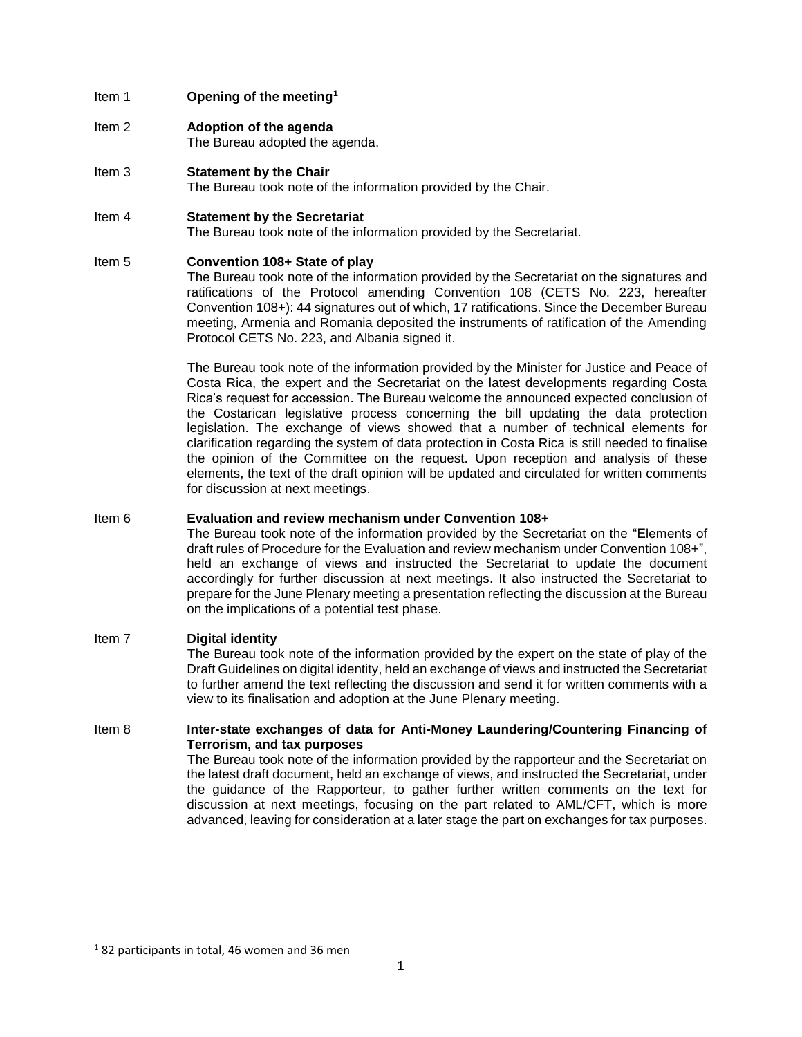Item 1 **Opening of the meeting**[1]

Item 2 **Adoption of the agenda**
The Bureau adopted the agenda.

Item 3 **Statement by the Chair**
The Bureau took note of the information provided by the Chair.

Item 4 **Statement by the Secretariat**
The Bureau took note of the information provided by the Secretariat.

Item 5 **Convention 108+ State of play**
The Bureau took note of the information provided by the Secretariat on the signatures and ratifications of the Protocol amending Convention 108 (CETS No. 223, hereafter Convention 108+): 44 signatures out of which, 17 ratifications. Since the December Bureau meeting, Armenia and Romania deposited the instruments of ratification of the Amending Protocol CETS No. 223, and Albania signed it.

The Bureau took note of the information provided by the Minister for Justice and Peace of Costa Rica, the expert and the Secretariat on the latest developments regarding Costa Rica's request for accession. The Bureau welcome the announced expected conclusion of the Costarican legislative process concerning the bill updating the data protection legislation. The exchange of views showed that a number of technical elements for clarification regarding the system of data protection in Costa Rica is still needed to finalise the opinion of the Committee on the request. Upon reception and analysis of these elements, the text of the draft opinion will be updated and circulated for written comments for discussion at next meetings.

Item 6 **Evaluation and review mechanism under Convention 108+**
The Bureau took note of the information provided by the Secretariat on the "Elements of draft rules of Procedure for the Evaluation and review mechanism under Convention 108+", held an exchange of views and instructed the Secretariat to update the document accordingly for further discussion at next meetings. It also instructed the Secretariat to prepare for the June Plenary meeting a presentation reflecting the discussion at the Bureau on the implications of a potential test phase.

Item 7 **Digital identity**
The Bureau took note of the information provided by the expert on the state of play of the Draft Guidelines on digital identity, held an exchange of views and instructed the Secretariat to further amend the text reflecting the discussion and send it for written comments with a view to its finalisation and adoption at the June Plenary meeting.

Item 8 **Inter-state exchanges of data for Anti-Money Laundering/Countering Financing of Terrorism, and tax purposes**
The Bureau took note of the information provided by the rapporteur and the Secretariat on the latest draft document, held an exchange of views, and instructed the Secretariat, under the guidance of the Rapporteur, to gather further written comments on the text for discussion at next meetings, focusing on the part related to AML/CFT, which is more advanced, leaving for consideration at a later stage the part on exchanges for tax purposes.

[1] 82 participants in total, 46 women and 36 men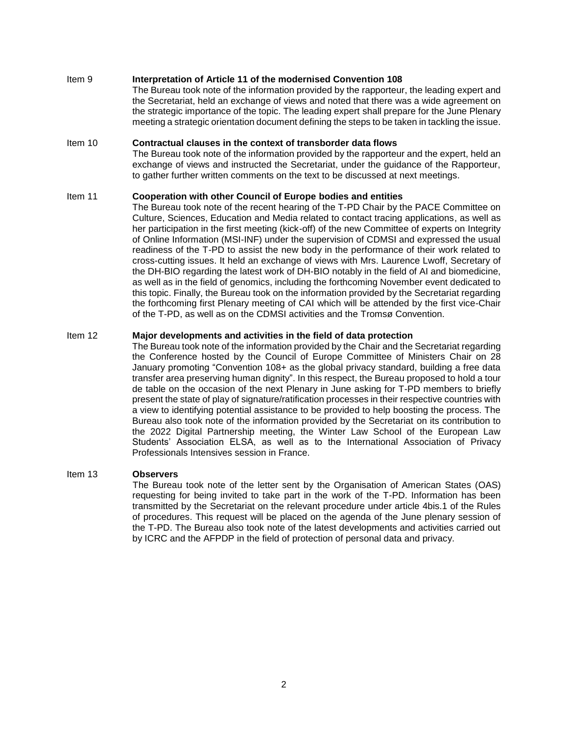Item 9 **Interpretation of Article 11 of the modernised Convention 108**

The Bureau took note of the information provided by the rapporteur, the leading expert and the Secretariat, held an exchange of views and noted that there was a wide agreement on the strategic importance of the topic. The leading expert shall prepare for the June Plenary meeting a strategic orientation document defining the steps to be taken in tackling the issue.

Item 10 **Contractual clauses in the context of transborder data flows**

The Bureau took note of the information provided by the rapporteur and the expert, held an exchange of views and instructed the Secretariat, under the guidance of the Rapporteur, to gather further written comments on the text to be discussed at next meetings.

Item 11 **Cooperation with other Council of Europe bodies and entities**

The Bureau took note of the recent hearing of the T-PD Chair by the PACE Committee on Culture, Sciences, Education and Media related to contact tracing applications, as well as her participation in the first meeting (kick-off) of the new Committee of experts on Integrity of Online Information (MSI-INF) under the supervision of CDMSI and expressed the usual readiness of the T-PD to assist the new body in the performance of their work related to cross-cutting issues. It held an exchange of views with Mrs. Laurence Lwoff, Secretary of the DH-BIO regarding the latest work of DH-BIO notably in the field of AI and biomedicine, as well as in the field of genomics, including the forthcoming November event dedicated to this topic. Finally, the Bureau took on the information provided by the Secretariat regarding the forthcoming first Plenary meeting of CAI which will be attended by the first vice-Chair of the T-PD, as well as on the CDMSI activities and the Tromsø Convention.

Item 12 **Major developments and activities in the field of data protection**

The Bureau took note of the information provided by the Chair and the Secretariat regarding the Conference hosted by the Council of Europe Committee of Ministers Chair on 28 January promoting "Convention 108+ as the global privacy standard, building a free data transfer area preserving human dignity". In this respect, the Bureau proposed to hold a tour de table on the occasion of the next Plenary in June asking for T-PD members to briefly present the state of play of signature/ratification processes in their respective countries with a view to identifying potential assistance to be provided to help boosting the process. The Bureau also took note of the information provided by the Secretariat on its contribution to the 2022 Digital Partnership meeting, the Winter Law School of the European Law Students' Association ELSA, as well as to the International Association of Privacy Professionals Intensives session in France.

Item 13 **Observers**

The Bureau took note of the letter sent by the Organisation of American States (OAS) requesting for being invited to take part in the work of the T-PD. Information has been transmitted by the Secretariat on the relevant procedure under article 4bis.1 of the Rules of procedures. This request will be placed on the agenda of the June plenary session of the T-PD. The Bureau also took note of the latest developments and activities carried out by ICRC and the AFPDP in the field of protection of personal data and privacy.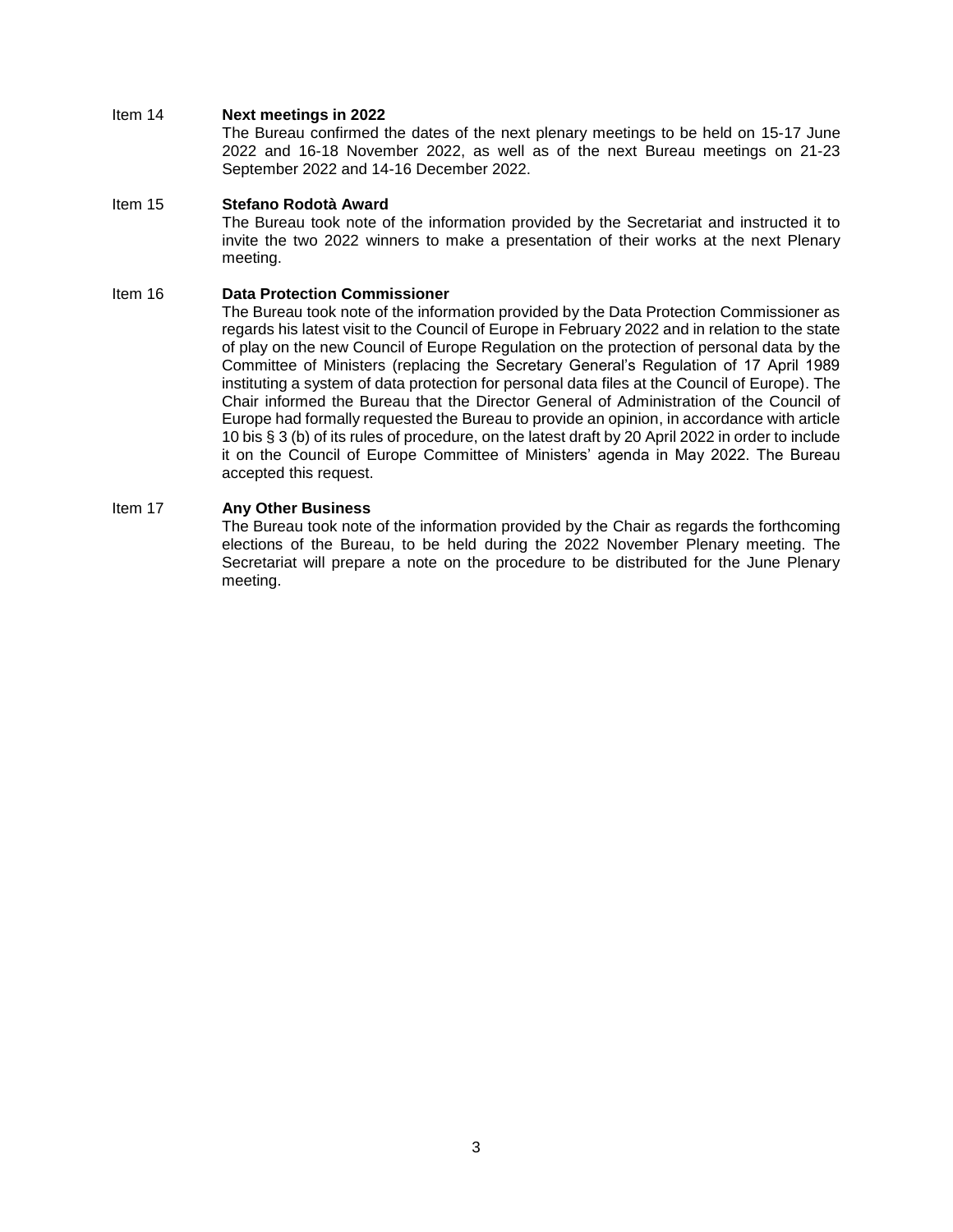Item 14 **Next meetings in 2022**

The Bureau confirmed the dates of the next plenary meetings to be held on 15-17 June 2022 and 16-18 November 2022, as well as of the next Bureau meetings on 21-23 September 2022 and 14-16 December 2022.

Item 15 **Stefano Rodotà Award**

The Bureau took note of the information provided by the Secretariat and instructed it to invite the two 2022 winners to make a presentation of their works at the next Plenary meeting.

Item 16 **Data Protection Commissioner**

The Bureau took note of the information provided by the Data Protection Commissioner as regards his latest visit to the Council of Europe in February 2022 and in relation to the state of play on the new Council of Europe Regulation on the protection of personal data by the Committee of Ministers (replacing the Secretary General's Regulation of 17 April 1989 instituting a system of data protection for personal data files at the Council of Europe). The Chair informed the Bureau that the Director General of Administration of the Council of Europe had formally requested the Bureau to provide an opinion, in accordance with article 10 bis § 3 (b) of its rules of procedure, on the latest draft by 20 April 2022 in order to include it on the Council of Europe Committee of Ministers' agenda in May 2022. The Bureau accepted this request.

Item 17 **Any Other Business**

The Bureau took note of the information provided by the Chair as regards the forthcoming elections of the Bureau, to be held during the 2022 November Plenary meeting. The Secretariat will prepare a note on the procedure to be distributed for the June Plenary meeting.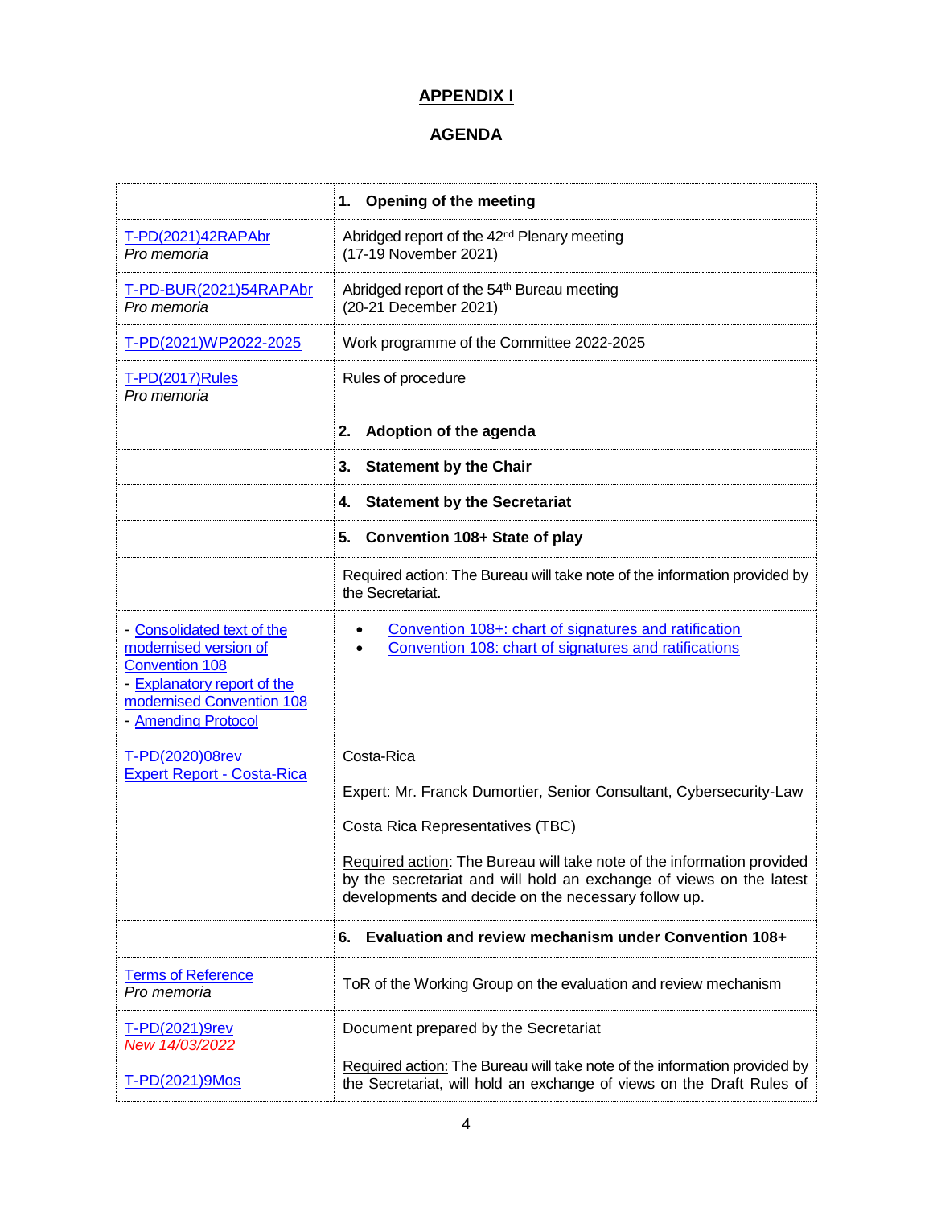## APPENDIX I

## AGENDA

| | |
|---|---|
| | **1. Opening of the meeting** |
| T-PD(2021)42RAPAbr<br>*Pro memoria* | Abridged report of the 42nd Plenary meeting<br>(17-19 November 2021) |
| T-PD-BUR(2021)54RAPAbr<br>*Pro memoria* | Abridged report of the 54th Bureau meeting<br>(20-21 December 2021) |
| T-PD(2021)WP2022-2025 | Work programme of the Committee 2022-2025 |
| T-PD(2017)Rules<br>*Pro memoria* | Rules of procedure |
| | **2. Adoption of the agenda** |
| | **3. Statement by the Chair** |
| | **4. Statement by the Secretariat** |
| | **5. Convention 108+ State of play** |
| | Required action: The Bureau will take note of the information provided by the Secretariat. |
| - Consolidated text of the modernised version of Convention 108<br>- Explanatory report of the modernised Convention 108<br>- Amending Protocol | • Convention 108+: chart of signatures and ratification<br>• Convention 108: chart of signatures and ratifications |
| T-PD(2020)08rev<br>Expert Report - Costa-Rica | Costa-Rica<br><br>Expert: Mr. Franck Dumortier, Senior Consultant, Cybersecurity-Law<br><br>Costa Rica Representatives (TBC)<br><br>Required action: The Bureau will take note of the information provided by the secretariat and will hold an exchange of views on the latest developments and decide on the necessary follow up. |
| | **6. Evaluation and review mechanism under Convention 108+** |
| Terms of Reference<br>*Pro memoria* | ToR of the Working Group on the evaluation and review mechanism |
| T-PD(2021)9rev<br>*New 14/03/2022*<br><br>T-PD(2021)9Mos | Document prepared by the Secretariat<br><br>Required action: The Bureau will take note of the information provided by the Secretariat, will hold an exchange of views on the Draft Rules of |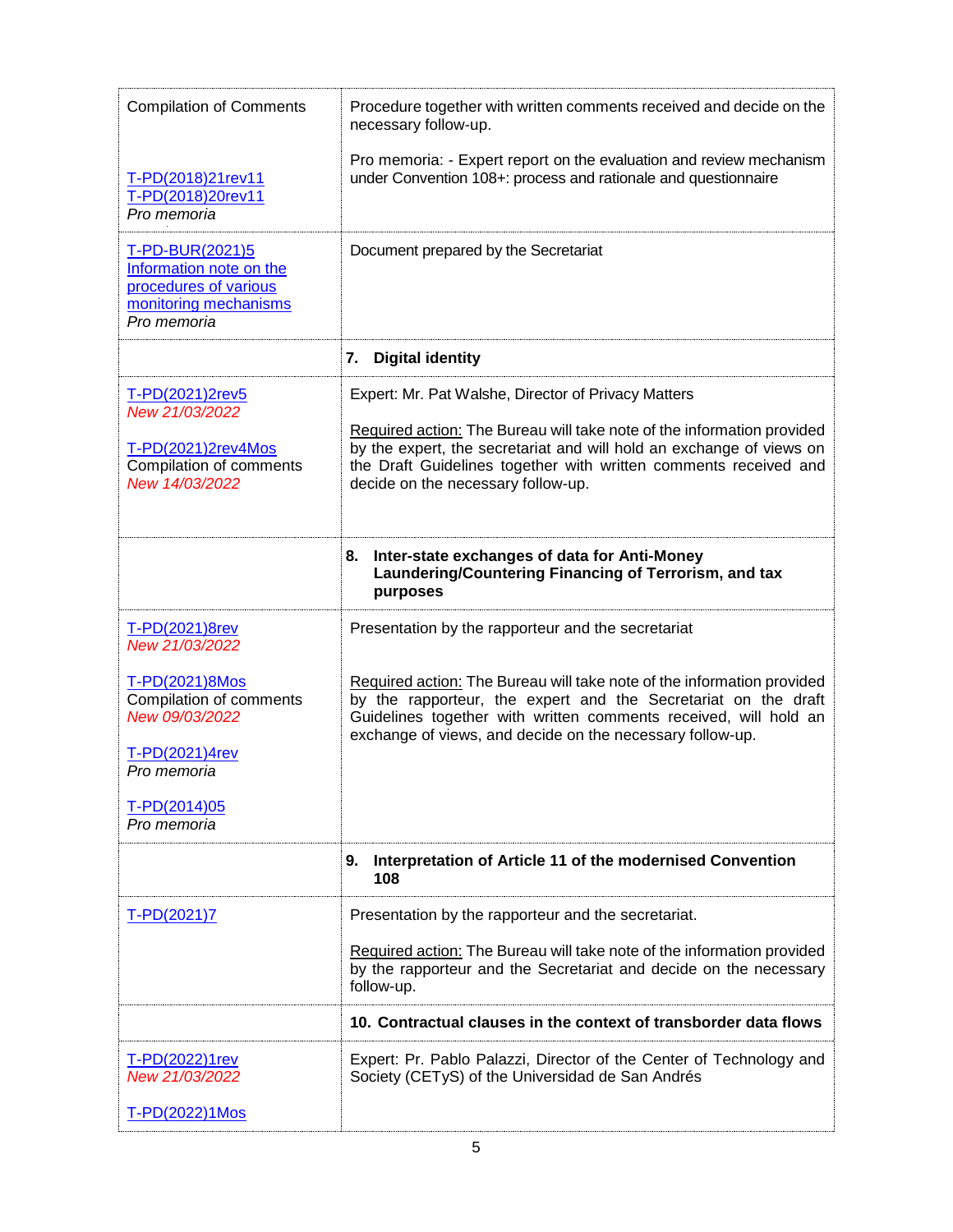| | |
|---|---|
| Compilation of Comments<br><br>T-PD(2018)21rev11<br>T-PD(2018)20rev11<br>*Pro memoria* | Procedure together with written comments received and decide on the necessary follow-up.<br><br>Pro memoria: - Expert report on the evaluation and review mechanism under Convention 108+: process and rationale and questionnaire |
| T-PD-BUR(2021)5 Information note on the procedures of various monitoring mechanisms<br>*Pro memoria* | Document prepared by the Secretariat |
| | **7. Digital identity** |
| T-PD(2021)2rev5<br>*New 21/03/2022*<br><br>T-PD(2021)2rev4Mos<br>Compilation of comments<br>*New 14/03/2022* | Expert: Mr. Pat Walshe, Director of Privacy Matters<br><br>Required action: The Bureau will take note of the information provided by the expert, the secretariat and will hold an exchange of views on the Draft Guidelines together with written comments received and decide on the necessary follow-up. |
| | **8. Inter-state exchanges of data for Anti-Money Laundering/Countering Financing of Terrorism, and tax purposes** |
| T-PD(2021)8rev<br>*New 21/03/2022*<br><br>T-PD(2021)8Mos<br>Compilation of comments<br>*New 09/03/2022*<br><br>T-PD(2021)4rev<br>*Pro memoria*<br><br>T-PD(2014)05<br>*Pro memoria* | Presentation by the rapporteur and the secretariat<br><br>Required action: The Bureau will take note of the information provided by the rapporteur, the expert and the Secretariat on the draft Guidelines together with written comments received, will hold an exchange of views, and decide on the necessary follow-up. |
| | **9. Interpretation of Article 11 of the modernised Convention 108** |
| T-PD(2021)7 | Presentation by the rapporteur and the secretariat.<br><br>Required action: The Bureau will take note of the information provided by the rapporteur and the Secretariat and decide on the necessary follow-up. |
| | **10. Contractual clauses in the context of transborder data flows** |
| T-PD(2022)1rev<br>*New 21/03/2022*<br><br>T-PD(2022)1Mos | Expert: Pr. Pablo Palazzi, Director of the Center of Technology and Society (CETyS) of the Universidad de San Andrés |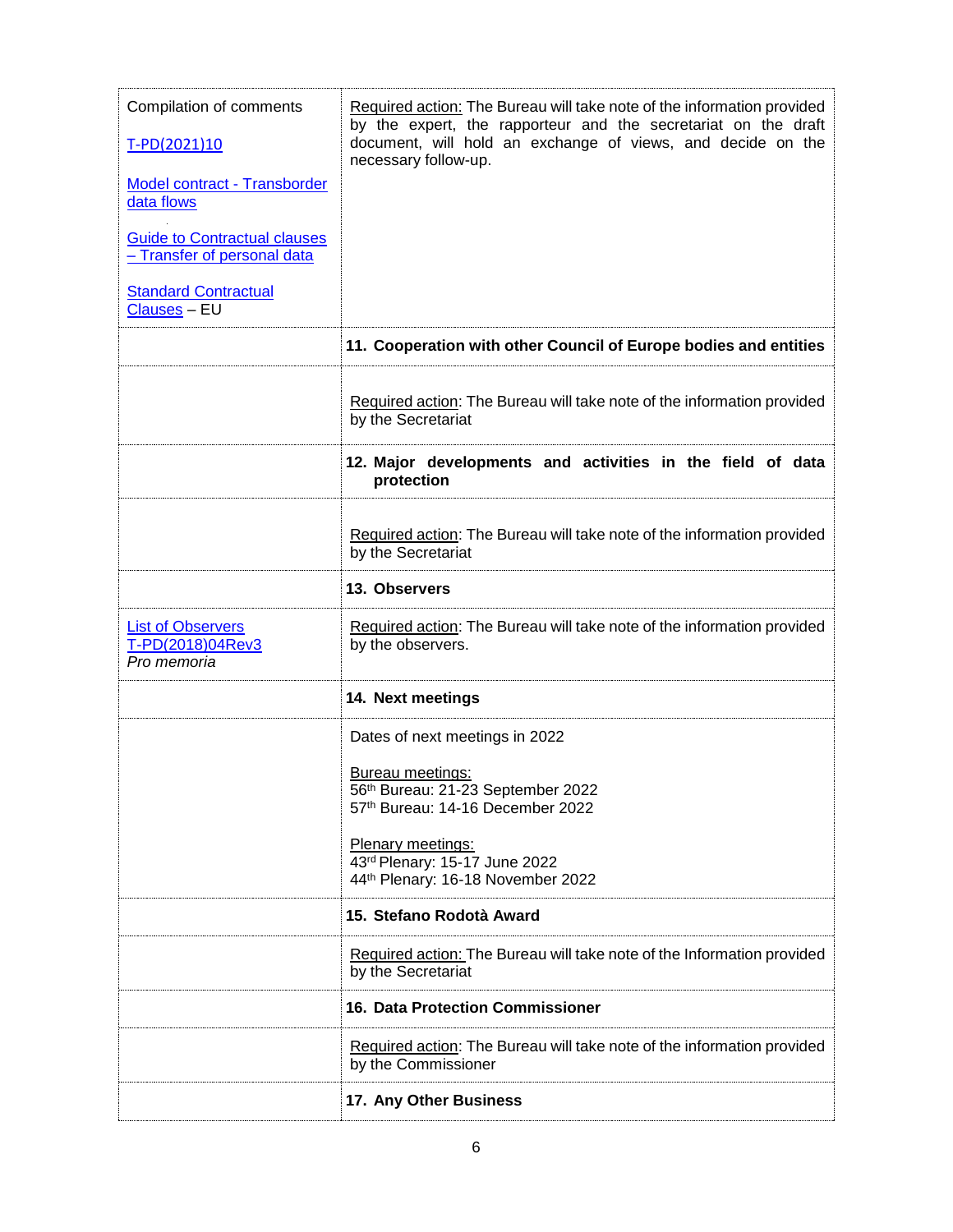| | |
|---|---|
| Compilation of comments<br><br>T-PD(2021)10<br><br>Model contract - Transborder data flows<br><br>Guide to Contractual clauses – Transfer of personal data<br><br>Standard Contractual Clauses – EU | Required action: The Bureau will take note of the information provided by the expert, the rapporteur and the secretariat on the draft document, will hold an exchange of views, and decide on the necessary follow-up. |
| | **11. Cooperation with other Council of Europe bodies and entities** |
| | Required action: The Bureau will take note of the information provided by the Secretariat |
| | **12. Major developments and activities in the field of data protection** |
| | Required action: The Bureau will take note of the information provided by the Secretariat |
| | **13. Observers** |
| List of Observers T-PD(2018)04Rev3<br>*Pro memoria* | Required action: The Bureau will take note of the information provided by the observers. |
| | **14. Next meetings** |
| | Dates of next meetings in 2022<br><br>Bureau meetings:<br>56th Bureau: 21-23 September 2022<br>57th Bureau: 14-16 December 2022<br><br>Plenary meetings:<br>43rd Plenary: 15-17 June 2022<br>44th Plenary: 16-18 November 2022 |
| | **15. Stefano Rodotà Award** |
| | Required action: The Bureau will take note of the Information provided by the Secretariat |
| | **16. Data Protection Commissioner** |
| | Required action: The Bureau will take note of the information provided by the Commissioner |
| | **17. Any Other Business** |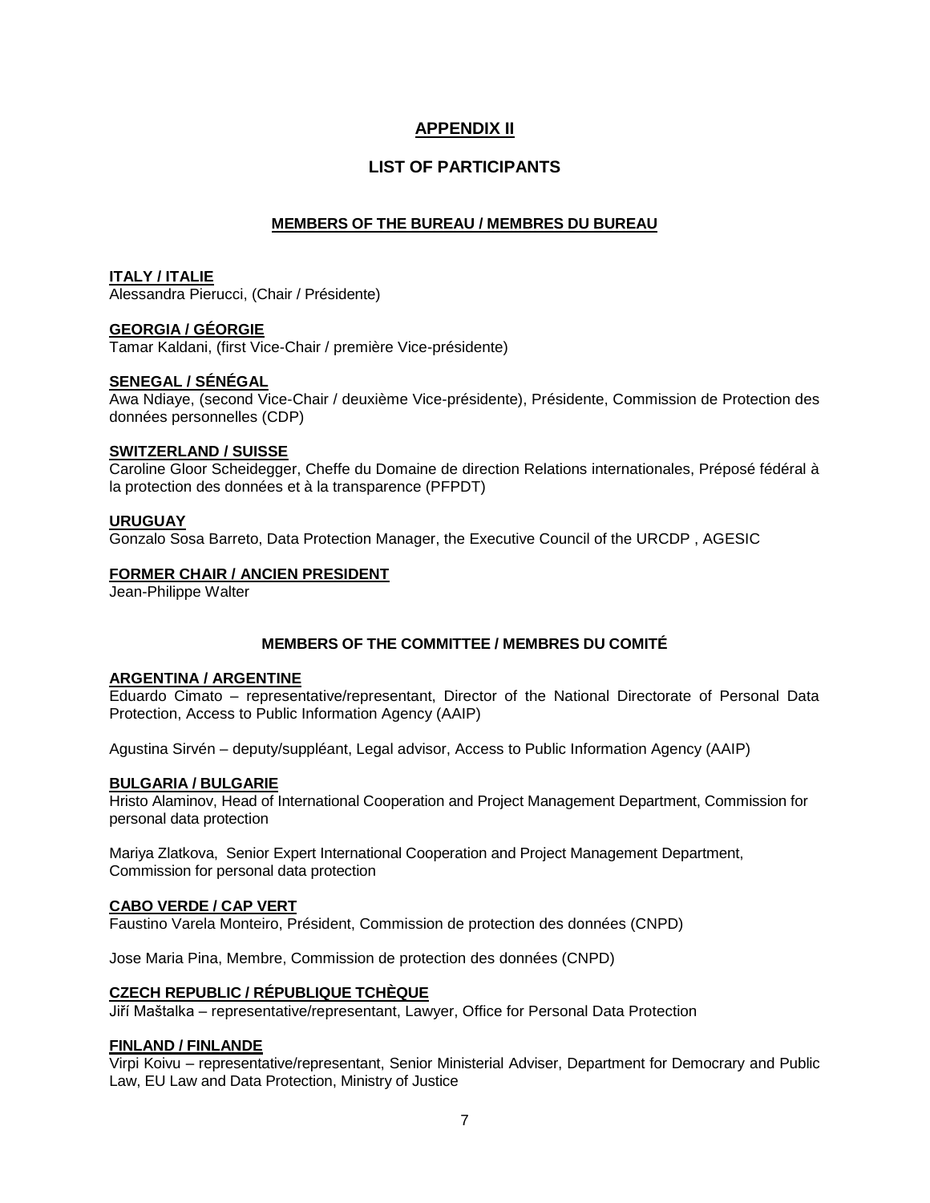# APPENDIX II

## LIST OF PARTICIPANTS

### MEMBERS OF THE BUREAU / MEMBRES DU BUREAU

**ITALY / ITALIE**
Alessandra Pierucci, (Chair / Présidente)

**GEORGIA / GÉORGIE**
Tamar Kaldani, (first Vice-Chair / première Vice-présidente)

**SENEGAL / SÉNÉGAL**
Awa Ndiaye, (second Vice-Chair / deuxième Vice-présidente), Présidente, Commission de Protection des données personnelles (CDP)

**SWITZERLAND / SUISSE**
Caroline Gloor Scheidegger, Cheffe du Domaine de direction Relations internationales, Préposé fédéral à la protection des données et à la transparence (PFPDT)

**URUGUAY**
Gonzalo Sosa Barreto, Data Protection Manager, the Executive Council of the URCDP , AGESIC

**FORMER CHAIR / ANCIEN PRESIDENT**
Jean-Philippe Walter

### MEMBERS OF THE COMMITTEE / MEMBRES DU COMITÉ

**ARGENTINA / ARGENTINE**
Eduardo Cimato – representative/representant, Director of the National Directorate of Personal Data Protection, Access to Public Information Agency (AAIP)

Agustina Sirvén – deputy/suppléant, Legal advisor, Access to Public Information Agency (AAIP)

**BULGARIA / BULGARIE**
Hristo Alaminov, Head of International Cooperation and Project Management Department, Commission for personal data protection

Mariya Zlatkova, Senior Expert International Cooperation and Project Management Department, Commission for personal data protection

**CABO VERDE / CAP VERT**
Faustino Varela Monteiro, Président, Commission de protection des données (CNPD)

Jose Maria Pina, Membre, Commission de protection des données (CNPD)

**CZECH REPUBLIC / RÉPUBLIQUE TCHÈQUE**
Jiří Maštalka – representative/representant, Lawyer, Office for Personal Data Protection

**FINLAND / FINLANDE**
Virpi Koivu – representative/representant, Senior Ministerial Adviser, Department for Democrary and Public Law, EU Law and Data Protection, Ministry of Justice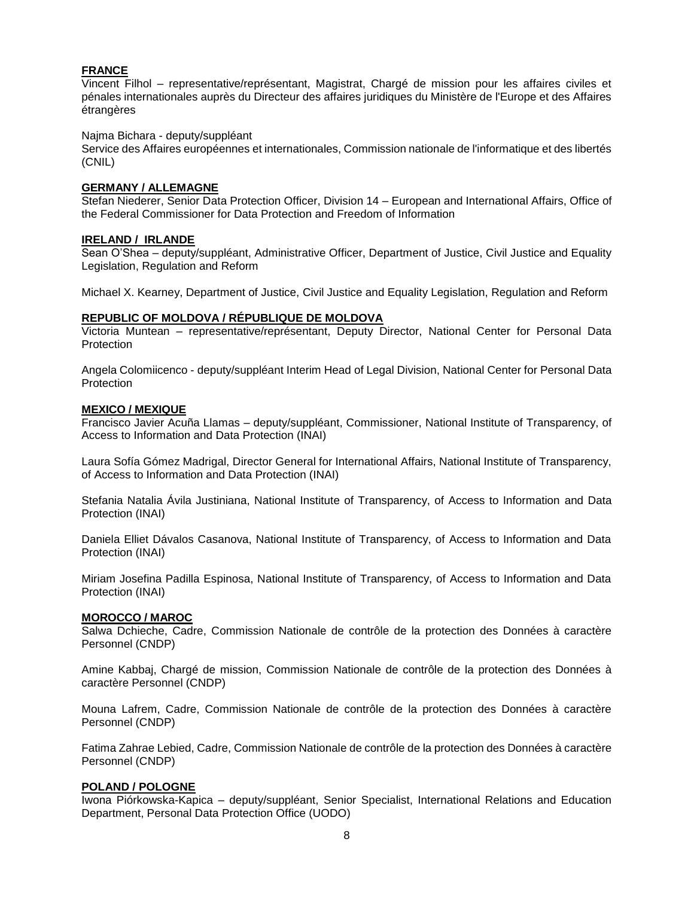**FRANCE**

Vincent Filhol – representative/représentant, Magistrat, Chargé de mission pour les affaires civiles et pénales internationales auprès du Directeur des affaires juridiques du Ministère de l'Europe et des Affaires étrangères

Najma Bichara - deputy/suppléant
Service des Affaires européennes et internationales, Commission nationale de l'informatique et des libertés (CNIL)

**GERMANY / ALLEMAGNE**

Stefan Niederer, Senior Data Protection Officer, Division 14 – European and International Affairs, Office of the Federal Commissioner for Data Protection and Freedom of Information

**IRELAND / IRLANDE**

Sean O'Shea – deputy/suppléant, Administrative Officer, Department of Justice, Civil Justice and Equality Legislation, Regulation and Reform

Michael X. Kearney, Department of Justice, Civil Justice and Equality Legislation, Regulation and Reform

**REPUBLIC OF MOLDOVA / RÉPUBLIQUE DE MOLDOVA**

Victoria Muntean – representative/représentant, Deputy Director, National Center for Personal Data Protection

Angela Colomiicenco - deputy/suppléant Interim Head of Legal Division, National Center for Personal Data Protection

**MEXICO / MEXIQUE**

Francisco Javier Acuña Llamas – deputy/suppléant, Commissioner, National Institute of Transparency, of Access to Information and Data Protection (INAI)

Laura Sofía Gómez Madrigal, Director General for International Affairs, National Institute of Transparency, of Access to Information and Data Protection (INAI)

Stefania Natalia Ávila Justiniana, National Institute of Transparency, of Access to Information and Data Protection (INAI)

Daniela Elliet Dávalos Casanova, National Institute of Transparency, of Access to Information and Data Protection (INAI)

Miriam Josefina Padilla Espinosa, National Institute of Transparency, of Access to Information and Data Protection (INAI)

**MOROCCO / MAROC**

Salwa Dchieche, Cadre, Commission Nationale de contrôle de la protection des Données à caractère Personnel (CNDP)

Amine Kabbaj, Chargé de mission, Commission Nationale de contrôle de la protection des Données à caractère Personnel (CNDP)

Mouna Lafrem, Cadre, Commission Nationale de contrôle de la protection des Données à caractère Personnel (CNDP)

Fatima Zahrae Lebied, Cadre, Commission Nationale de contrôle de la protection des Données à caractère Personnel (CNDP)

**POLAND / POLOGNE**

Iwona Piórkowska-Kapica – deputy/suppléant, Senior Specialist, International Relations and Education Department, Personal Data Protection Office (UODO)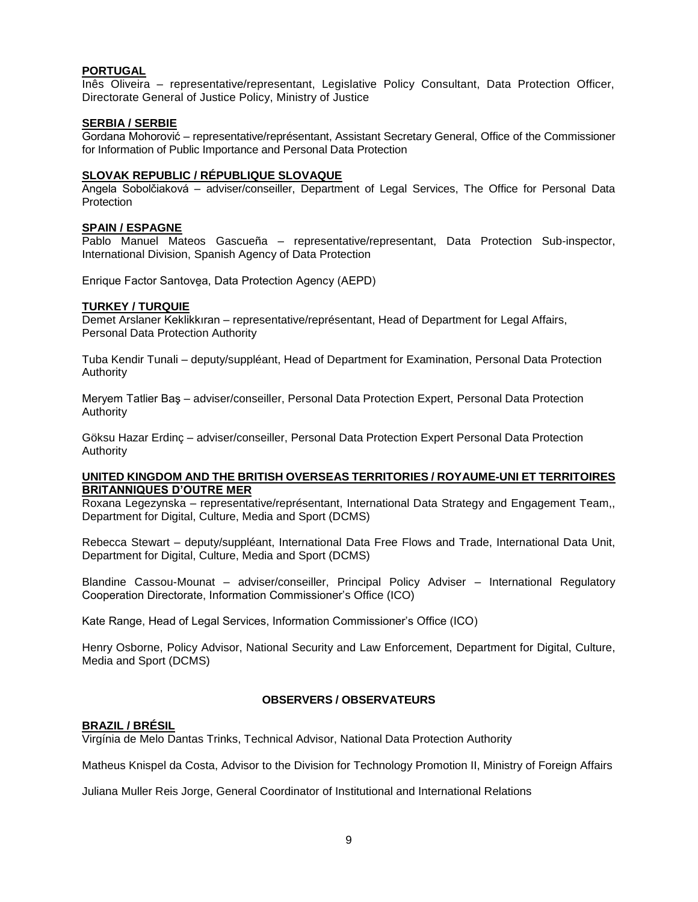**PORTUGAL**

Inês Oliveira – representative/representant, Legislative Policy Consultant, Data Protection Officer, Directorate General of Justice Policy, Ministry of Justice

**SERBIA / SERBIE**

Gordana Mohorović – representative/représentant, Assistant Secretary General, Office of the Commissioner for Information of Public Importance and Personal Data Protection

**SLOVAK REPUBLIC / RÉPUBLIQUE SLOVAQUE**

Angela Sobolčiaková – adviser/conseiller, Department of Legal Services, The Office for Personal Data Protection

**SPAIN / ESPAGNE**

Pablo Manuel Mateos Gascueña – representative/representant, Data Protection Sub-inspector, International Division, Spanish Agency of Data Protection

Enrique Factor Santovẹa, Data Protection Agency (AEPD)

**TURKEY / TURQUIE**

Demet Arslaner Keklikkıran – representative/représentant, Head of Department for Legal Affairs, Personal Data Protection Authority

Tuba Kendir Tunali – deputy/suppléant, Head of Department for Examination, Personal Data Protection Authority

Meryem Tatlier Baş – adviser/conseiller, Personal Data Protection Expert, Personal Data Protection Authority

Göksu Hazar Erdinç – adviser/conseiller, Personal Data Protection Expert Personal Data Protection Authority

**UNITED KINGDOM AND THE BRITISH OVERSEAS TERRITORIES / ROYAUME-UNI ET TERRITOIRES BRITANNIQUES D'OUTRE MER**

Roxana Legezynska – representative/représentant, International Data Strategy and Engagement Team,, Department for Digital, Culture, Media and Sport (DCMS)

Rebecca Stewart – deputy/suppléant, International Data Free Flows and Trade, International Data Unit, Department for Digital, Culture, Media and Sport (DCMS)

Blandine Cassou-Mounat – adviser/conseiller, Principal Policy Adviser – International Regulatory Cooperation Directorate, Information Commissioner's Office (ICO)

Kate Range, Head of Legal Services, Information Commissioner's Office (ICO)

Henry Osborne, Policy Advisor, National Security and Law Enforcement, Department for Digital, Culture, Media and Sport (DCMS)

## OBSERVERS / OBSERVATEURS

**BRAZIL / BRÉSIL**

Virgínia de Melo Dantas Trinks, Technical Advisor, National Data Protection Authority

Matheus Knispel da Costa, Advisor to the Division for Technology Promotion II, Ministry of Foreign Affairs

Juliana Muller Reis Jorge, General Coordinator of Institutional and International Relations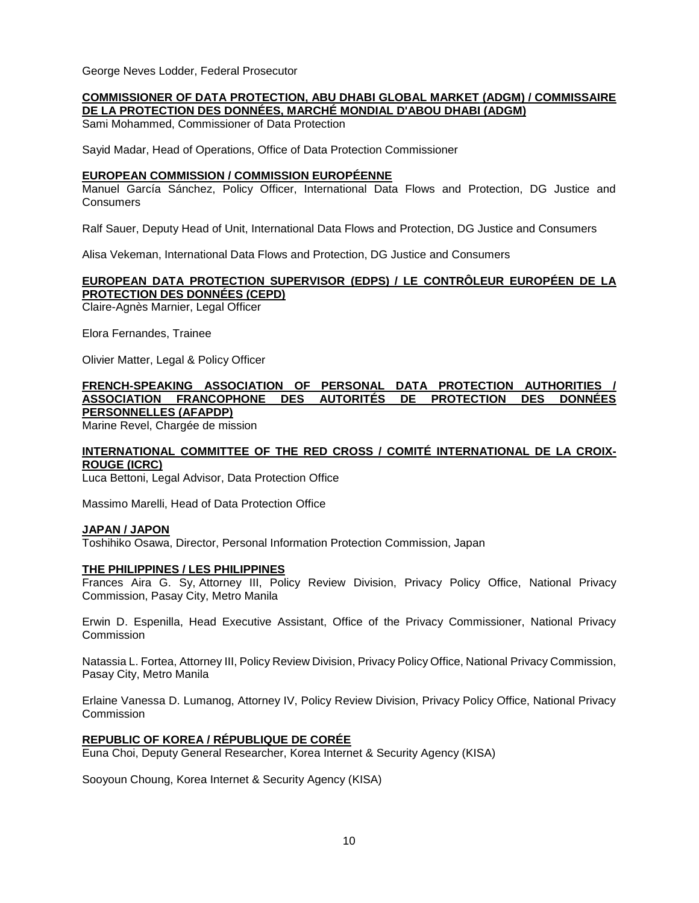George Neves Lodder, Federal Prosecutor

**COMMISSIONER OF DATA PROTECTION, ABU DHABI GLOBAL MARKET (ADGM) / COMMISSAIRE DE LA PROTECTION DES DONNÉES, MARCHÉ MONDIAL D'ABOU DHABI (ADGM)**

Sami Mohammed, Commissioner of Data Protection

Sayid Madar, Head of Operations, Office of Data Protection Commissioner

**EUROPEAN COMMISSION / COMMISSION EUROPÉENNE**

Manuel García Sánchez, Policy Officer, International Data Flows and Protection, DG Justice and Consumers

Ralf Sauer, Deputy Head of Unit, International Data Flows and Protection, DG Justice and Consumers

Alisa Vekeman, International Data Flows and Protection, DG Justice and Consumers

**EUROPEAN DATA PROTECTION SUPERVISOR (EDPS) / LE CONTRÔLEUR EUROPÉEN DE LA PROTECTION DES DONNÉES (CEPD)**

Claire-Agnès Marnier, Legal Officer

Elora Fernandes, Trainee

Olivier Matter, Legal & Policy Officer

**FRENCH-SPEAKING ASSOCIATION OF PERSONAL DATA PROTECTION AUTHORITIES / ASSOCIATION FRANCOPHONE DES AUTORITÉS DE PROTECTION DES DONNÉES PERSONNELLES (AFAPDP)**

Marine Revel, Chargée de mission

**INTERNATIONAL COMMITTEE OF THE RED CROSS / COMITÉ INTERNATIONAL DE LA CROIX-ROUGE (ICRC)**

Luca Bettoni, Legal Advisor, Data Protection Office

Massimo Marelli, Head of Data Protection Office

**JAPAN / JAPON**

Toshihiko Osawa, Director, Personal Information Protection Commission, Japan

**THE PHILIPPINES / LES PHILIPPINES**

Frances Aira G. Sy, Attorney III, Policy Review Division, Privacy Policy Office, National Privacy Commission, Pasay City, Metro Manila

Erwin D. Espenilla, Head Executive Assistant, Office of the Privacy Commissioner, National Privacy Commission

Natassia L. Fortea, Attorney III, Policy Review Division, Privacy Policy Office, National Privacy Commission, Pasay City, Metro Manila

Erlaine Vanessa D. Lumanog, Attorney IV, Policy Review Division, Privacy Policy Office, National Privacy Commission

**REPUBLIC OF KOREA / RÉPUBLIQUE DE CORÉE**

Euna Choi, Deputy General Researcher, Korea Internet & Security Agency (KISA)

Sooyoun Choung, Korea Internet & Security Agency (KISA)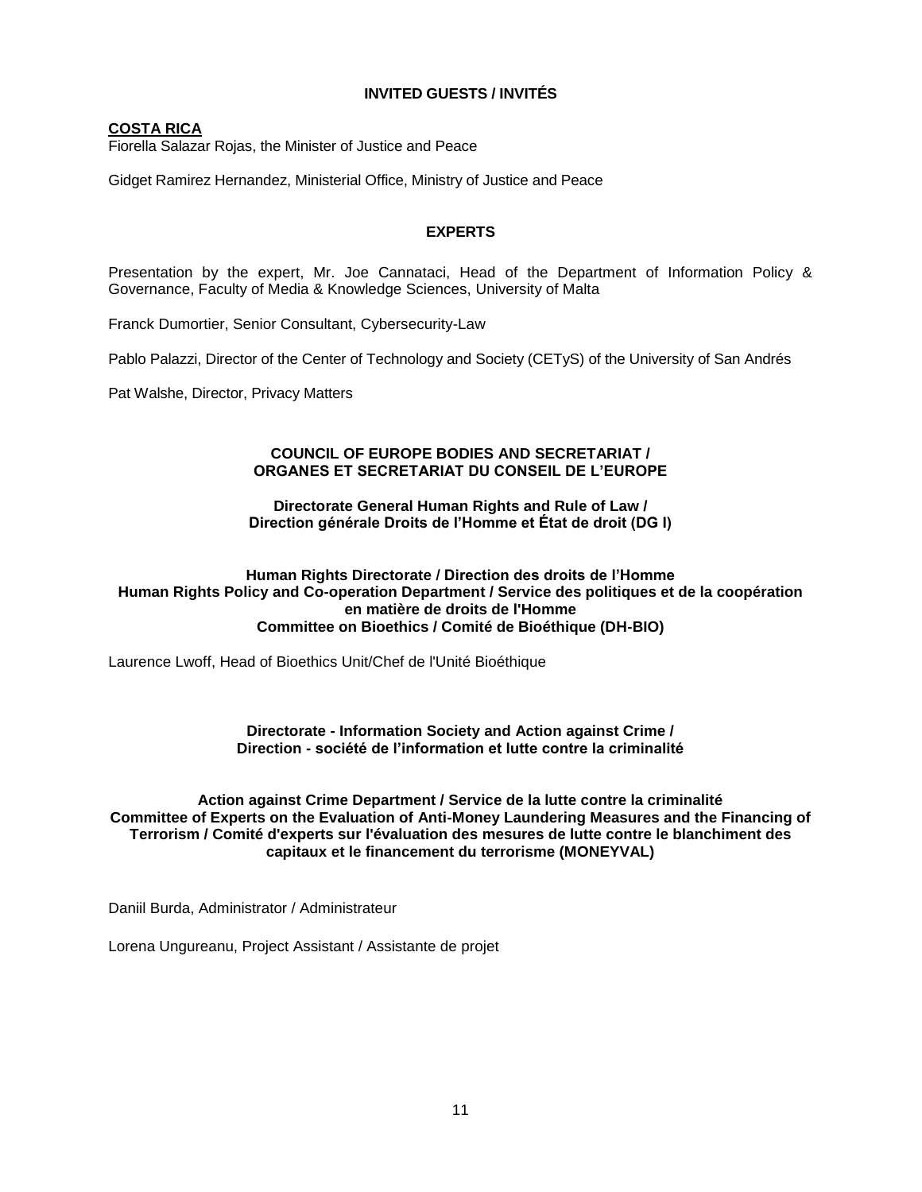## INVITED GUESTS / INVITÉS

**COSTA RICA**

Fiorella Salazar Rojas, the Minister of Justice and Peace

Gidget Ramirez Hernandez, Ministerial Office, Ministry of Justice and Peace

## EXPERTS

Presentation by the expert, Mr. Joe Cannataci, Head of the Department of Information Policy & Governance, Faculty of Media & Knowledge Sciences, University of Malta

Franck Dumortier, Senior Consultant, Cybersecurity-Law

Pablo Palazzi, Director of the Center of Technology and Society (CETyS) of the University of San Andrés

Pat Walshe, Director, Privacy Matters

## COUNCIL OF EUROPE BODIES AND SECRETARIAT / ORGANES ET SECRETARIAT DU CONSEIL DE L'EUROPE

### Directorate General Human Rights and Rule of Law / Direction générale Droits de l'Homme et État de droit (DG I)

#### Human Rights Directorate / Direction des droits de l'Homme
#### Human Rights Policy and Co-operation Department / Service des politiques et de la coopération en matière de droits de l'Homme
#### Committee on Bioethics / Comité de Bioéthique (DH-BIO)

Laurence Lwoff, Head of Bioethics Unit/Chef de l'Unité Bioéthique

### Directorate - Information Society and Action against Crime / Direction - société de l'information et lutte contre la criminalité

#### Action against Crime Department / Service de la lutte contre la criminalité
#### Committee of Experts on the Evaluation of Anti-Money Laundering Measures and the Financing of Terrorism / Comité d'experts sur l'évaluation des mesures de lutte contre le blanchiment des capitaux et le financement du terrorisme (MONEYVAL)

Daniil Burda, Administrator / Administrateur

Lorena Ungureanu, Project Assistant / Assistante de projet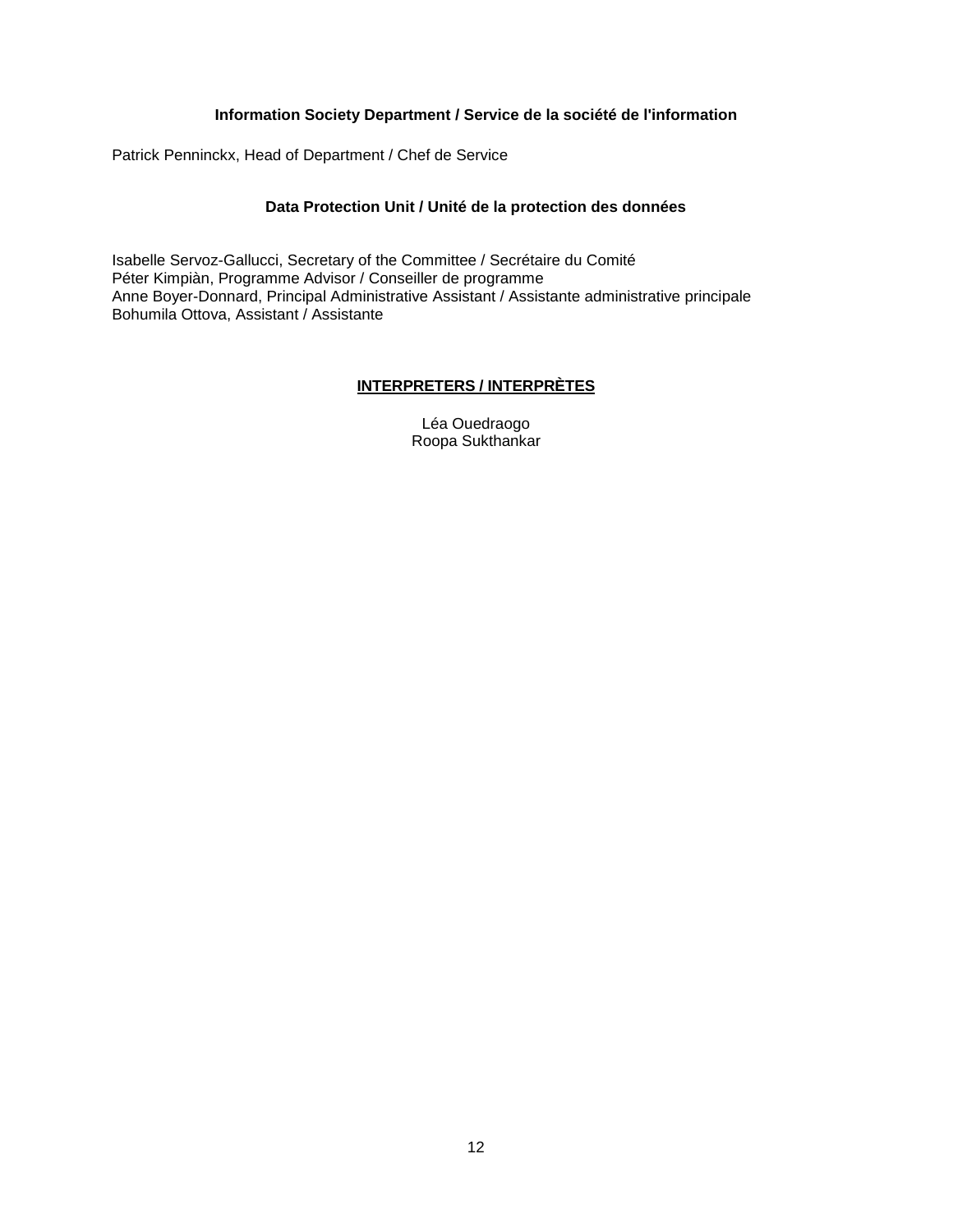**Information Society Department / Service de la société de l'information**

Patrick Penninckx, Head of Department / Chef de Service

**Data Protection Unit / Unité de la protection des données**

Isabelle Servoz-Gallucci, Secretary of the Committee / Secrétaire du Comité
Péter Kimpiàn, Programme Advisor / Conseiller de programme
Anne Boyer-Donnard, Principal Administrative Assistant / Assistante administrative principale
Bohumila Ottova, Assistant / Assistante

**INTERPRETERS / INTERPRÈTES**

Léa Ouedraogo
Roopa Sukthankar